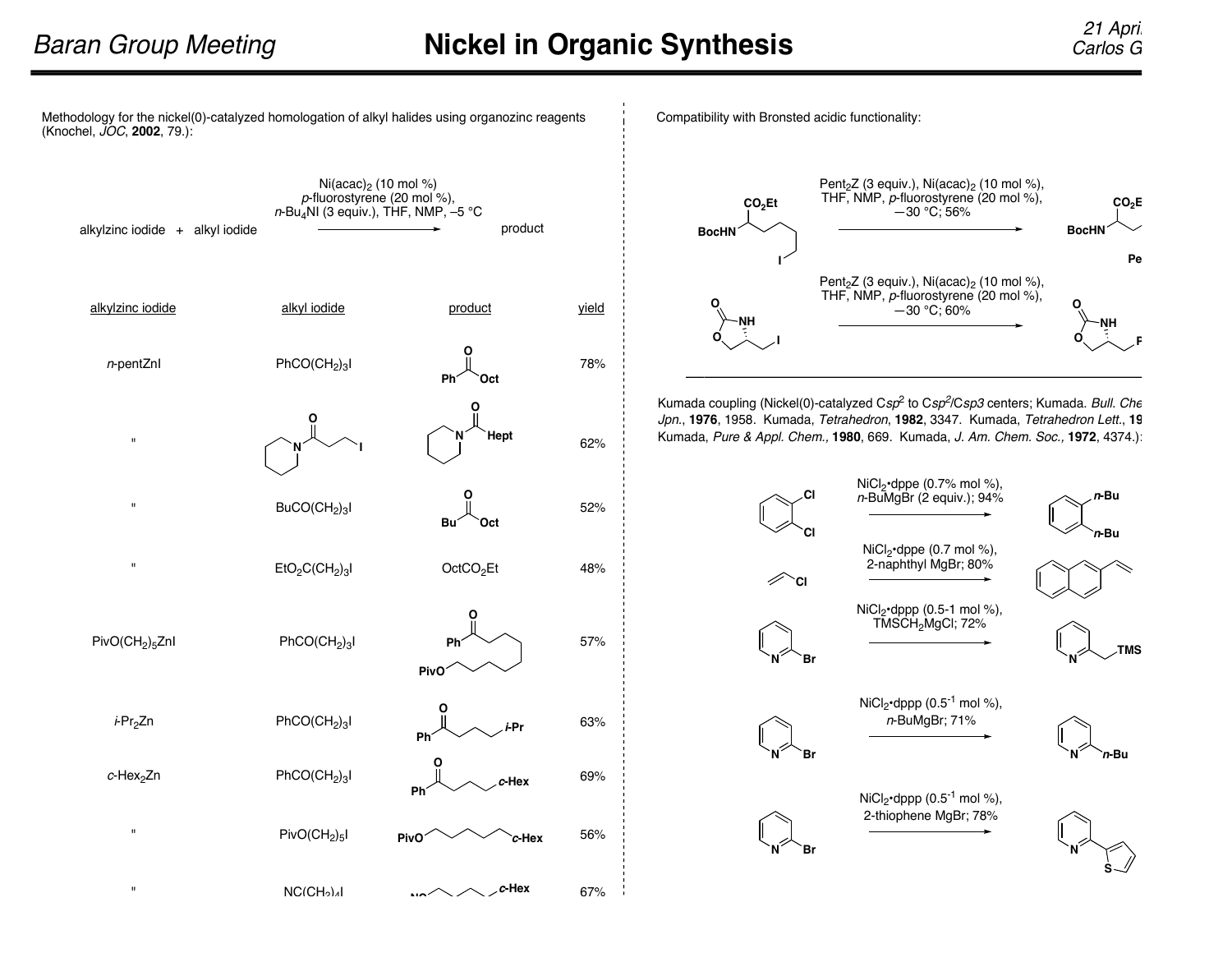Methodology for the nickel(0)-catalyzed homologation of alkyl halides using organozinc reagents (Knochel, *JOC*, **2002**, 79.):

alkylzinc iodide + alkyl iodide → product

Ni(acac)$_2$ (10 mol %), *p*-fluorostyrene (20 mol %), *n*-Bu$_4$NI (3 equiv.), THF, NMP, –5 °C

| alkylzinc iodide | alkyl iodide | product | yield |
|---|---|---|---|
| *n*-pentZnI | PhCO(CH$_2$)$_3$I | PhCOOct | 78% |
| " | piperidinyl-CO(CH$_2$)$_2$I | piperidinyl-CO-Hept | 62% |
| " | BuCO(CH$_2$)$_3$I | BuCOOct | 52% |
| " | EtO$_2$C(CH$_2$)$_3$I | OctCO$_2$Et | 48% |
| PivO(CH$_2$)$_5$ZnI | PhCO(CH$_2$)$_3$I | PhCO(CH$_2$)$_8$OPiv | 57% |
| *i*-Pr$_2$Zn | PhCO(CH$_2$)$_3$I | PhCO(CH$_2$)$_3$-*i*-Pr | 63% |
| *c*-Hex$_2$Zn | PhCO(CH$_2$)$_3$I | PhCO(CH$_2$)$_3$-*c*-Hex | 69% |
| " | PivO(CH$_2$)$_5$I | PivO(CH$_2$)$_5$-*c*-Hex | 56% |
| " | NC(CH$_2$)$_4$I | NC(CH$_2$)$_4$-*c*-Hex | 67% |

Compatibility with Bronsted acidic functionality:

BocHN-CH(CO$_2$Et)-(CH$_2$)$_4$I → BocHN-CH(CO$_2$Et)-(CH$_2$)$_4$-Pent
Pent$_2$Z (3 equiv.), Ni(acac)$_2$ (10 mol %), THF, NMP, *p*-fluorostyrene (20 mol %), −30 °C; 56%

oxazolidinone-CH$_2$I → oxazolidinone-CH$_2$-Pent
Pent$_2$Z (3 equiv.), Ni(acac)$_2$ (10 mol %), THF, NMP, *p*-fluorostyrene (20 mol %), −30 °C; 60%

Kumada coupling (Nickel(0)-catalyzed C*sp*$^2$ to C*sp*$^2$/C*sp3* centers; Kumada. *Bull. Che Jpn.*, **1976**, 1958. Kumada, *Tetrahedron*, **1982**, 3347. Kumada, *Tetrahedron Lett.*, **19** Kumada, *Pure & Appl. Chem.*, **1980**, 669. Kumada, *J. Am. Chem. Soc.,* **1972**, 4374.):

- 1,2-dichlorobenzene → 1,2-di-*n*-butylbenzene: NiCl$_2$•dppe (0.7% mol %), *n*-BuMgBr (2 equiv.); 94%
- vinyl chloride → 2-vinylnaphthalene: NiCl$_2$•dppe (0.7 mol %), 2-naphthyl MgBr; 80%
- 2-bromopyridine → 2-(TMSCH$_2$)pyridine: NiCl$_2$•dppp (0.5-1 mol %), TMSCH$_2$MgCl; 72%
- 2-bromopyridine → 2-*n*-Bu-pyridine: NiCl$_2$•dppp (0.5$^{-1}$ mol %), *n*-BuMgBr; 71%
- 2-bromopyridine → 2-(2-thienyl)pyridine: NiCl$_2$•dppp (0.5$^{-1}$ mol %), 2-thiophene MgBr; 78%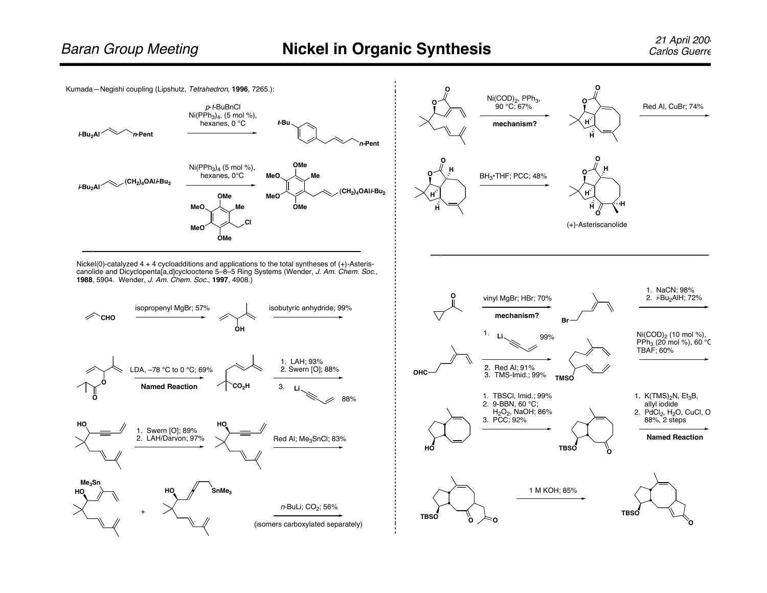Kumada—Negishi coupling (Lipshutz, *Tetrahedron*, **1996**, 7265.):

*i*-$Bu_2$Al–CH=CH–CH$_2$–*n*-Pent → *p*-*t*-BuBnCl, Ni($PPh_3$)$_4$, (5 mol %), hexanes, 0 °C

*i*-$Bu_2$Al–CH=CH–($CH_2$)$_4$OAl*i*-$Bu_2$ → Ni($PPh_3$)$_4$ (5 mol %), hexanes, 0°C

Nickel(0)-catalyzed 4 + 4 cycloadditions and applications to the total syntheses of (+)-Asteriscanolide and Dicyclopenta[a,d]cyclooctene 5–8–5 Ring Systems (Wender, *J. Am. Chem. Soc.*, **1988**, 5904. Wender, *J. Am. Chem. Soc.*, **1997**, 4908.)

- isopropenyl MgBr; 57%
- isobutyric anhydride; 99%
- LDA, –78 °C to 0 °C; 69% — **Named Reaction**
- 1. LAH; 93%; 2. Swern [O]; 88%; 3. Li–C≡C–CH=CH$_2$ 88%
- 1. Swern [O]; 89%; 2. LAH/Darvon; 97%
- Red Al; $Me_3$SnCl; 83%
- *n*-BuLi; $CO_2$; 56% (isomers carboxylated separately)
- Ni(COD)$_2$, $PPh_3$, 90 °C; 67% — **mechanism?**
- Red Al, CuBr; 74%
- $BH_3$•THF; PCC; 48%

(+)-Asteriscanolide

- vinyl MgBr; HBr; 70% — **mechanism?**
- 1. NaCN; 98%; 2. *i*-$Bu_2$AlH; 72%
- 1. Li–C≡C–CH=CH$_2$ 99%; 2. Red Al; 91%; 3. TMS-Imid.; 99%
- Ni(COD)$_2$ (10 mol %), $PPh_3$ (20 mol %), 60 °C; TBAF; 60%
- 1. TBSCl, Imid.; 99%; 2. 9-BBN, 60 °C; $H_2O_2$, NaOH; 86%; 3. PCC; 92%
- 1. K(TMS)$_2$N, $Et_3$B, allyl iodide; 2. $PdCl_2$, $H_2O$, CuCl, O; 88%, 2 steps — **Named Reaction**
- 1 M KOH; 85%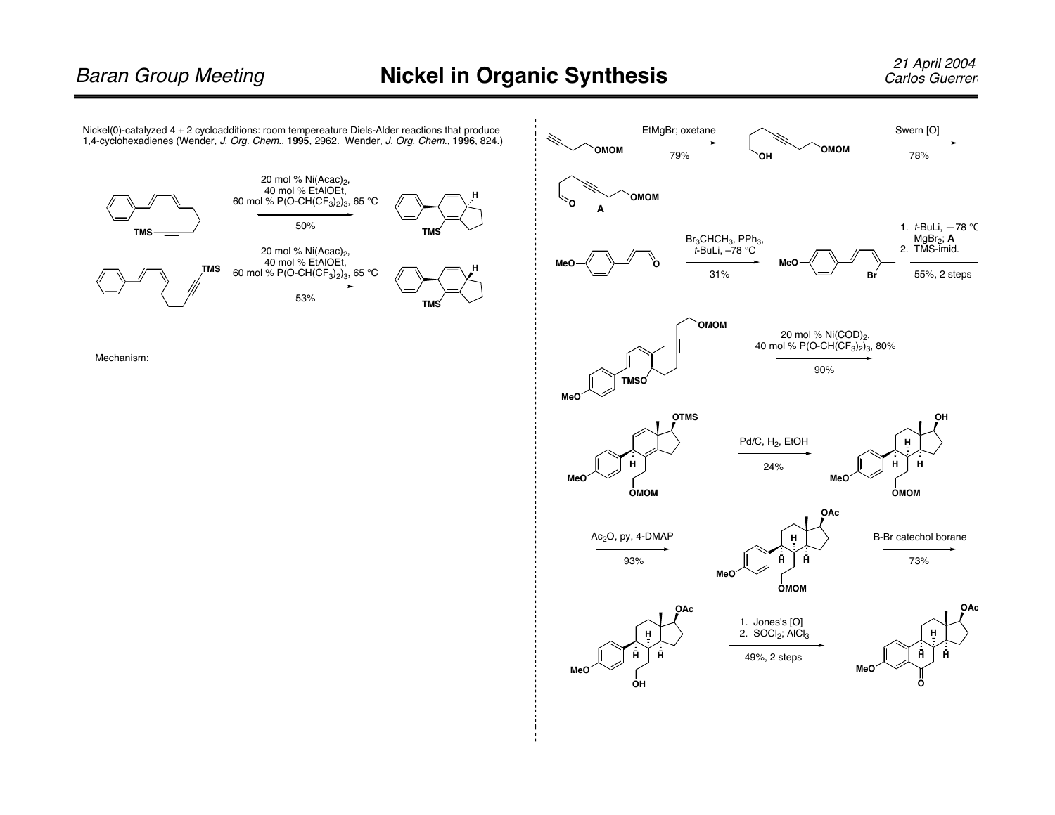Nickel(0)-catalyzed 4 + 2 cycloadditions: room tempereature Diels-Alder reactions that produce 1,4-cyclohexadienes (Wender, *J. Org. Chem.*, **1995**, 2962. Wender, *J. Org. Chem.*, **1996**, 824.)

20 mol % $Ni(Acac)_2$, 40 mol % EtAlOEt, 60 mol % $P(O\text{-}CH(CF_3)_2)_3$, 65 °C

50%

20 mol % $Ni(Acac)_2$, 40 mol % EtAlOEt, 60 mol % $P(O\text{-}CH(CF_3)_2)_3$, 65 °C

53%

Mechanism:

EtMgBr; oxetane

79%

Swern [O]

78%

**A**

$Br_3CHCH_3$, $PPh_3$, *t*-BuLi, –78 °C

31%

1. *t*-BuLi, −78 °C MgBr$_2$; **A**
2. TMS-imid.

55%, 2 steps

20 mol % $Ni(COD)_2$, 40 mol % $P(O\text{-}CH(CF_3)_2)_3$, 80%

90%

Pd/C, $H_2$, EtOH

24%

$Ac_2O$, py, 4-DMAP

93%

B-Br catechol borane

73%

1. Jones's [O]
2. $SOCl_2$; $AlCl_3$

49%, 2 steps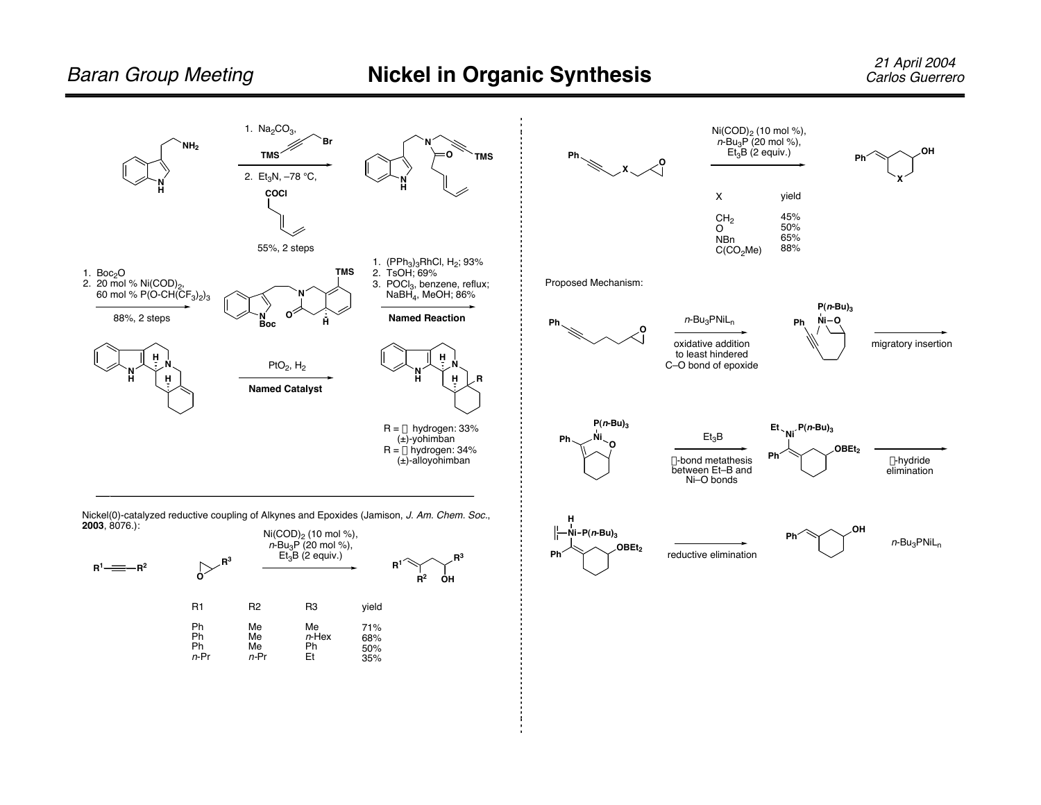**Left column:**

1. $Na_2CO_3$, TMS-C≡C-$CH_2$Br
2. $Et_3N$, –78 °C, COCl (dienoyl chloride)

55%, 2 steps

1. $Boc_2O$
2. 20 mol % $Ni(COD)_2$, 60 mol % $P(O\text{-}CH(CF_3)_2)_3$

88%, 2 steps

1. $(PPh_3)_3RhCl$, $H_2$; 93%
2. TsOH; 69%
3. $POCl_3$, benzene, reflux; $NaBH_4$, MeOH; 86%

**Named Reaction**

$PtO_2$, $H_2$

**Named Catalyst**

R = α hydrogen: 33% (±)-yohimban
R = β hydrogen: 34% (±)-alloyohimban

---

Nickel(0)-catalyzed reductive coupling of Alkynes and Epoxides (Jamison, *J. Am. Chem. Soc.*, **2003**, 8076.):

$Ni(COD)_2$ (10 mol %), $n$-$Bu_3P$ (20 mol %), $Et_3B$ (2 equiv.)

| R1 | R2 | R3 | yield |
|---|---|---|---|
| Ph | Me | Me | 71% |
| Ph | Me | *n*-Hex | 68% |
| Ph | Me | Ph | 50% |
| *n*-Pr | *n*-Pr | Et | 35% |

**Right column:**

$Ni(COD)_2$ (10 mol %), $n$-$Bu_3P$ (20 mol %), $Et_3B$ (2 equiv.)

| X | yield |
|---|---|
| $CH_2$ | 45% |
| O | 50% |
| NBn | 65% |
| $C(CO_2Me)$ | 88% |

Proposed Mechanism:

$n$-$Bu_3PNiL_n$ — oxidative addition to least hindered C–O bond of epoxide

migratory insertion

$Et_3B$ — σ-bond metathesis between Et–B and Ni–O bonds

β-hydride elimination

reductive elimination

$n$-$Bu_3PNiL_n$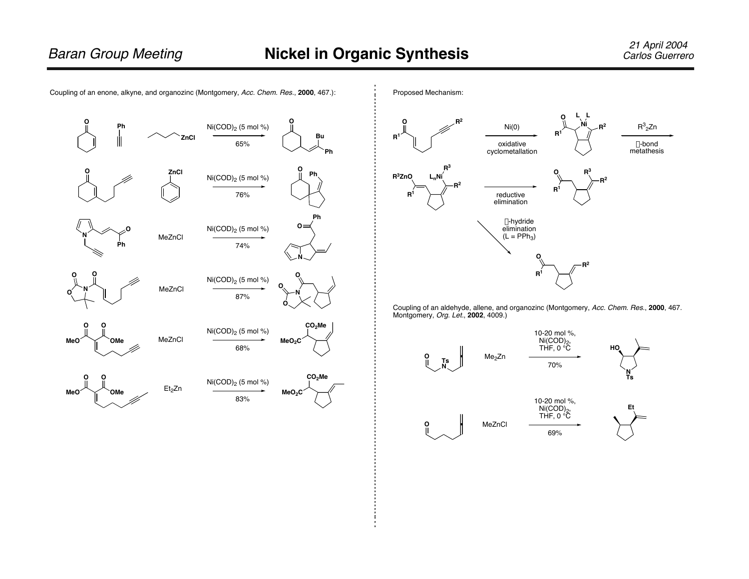Coupling of an enone, alkyne, and organozinc (Montgomery, *Acc. Chem. Res.*, **2000**, 467.):

| Substrate(s) | Organozinc | Conditions | Yield |
| --- | --- | --- | --- |
| Cyclohexenone + phenylacetylene | BuZnCl | $Ni(COD)_2$ (5 mol %) | 65% |
| 3-(pent-4-ynyl)cyclohexenone | PhZnCl | $Ni(COD)_2$ (5 mol %) | 76% |
| N-propargyl pyrrole enone (Ph ketone) | MeZnCl | $Ni(COD)_2$ (5 mol %) | 74% |
| Oxazolidinone enoyl alkyne | MeZnCl | $Ni(COD)_2$ (5 mol %) | 87% |
| Alkylidene malonate alkyne (MeO, OMe) | MeZnCl | $Ni(COD)_2$ (5 mol %) | 68% |
| Alkylidene malonate internal alkyne (MeO, OMe) | $Et_2Zn$ | $Ni(COD)_2$ (5 mol %) | 83% |

Proposed Mechanism:

Ni(0), oxidative cyclometallation → $R^3{}_2Zn$, σ-bond metathesis → reductive elimination

β-hydride elimination ($L = PPh_3$)

Labels: $R^1$, $R^2$, $R^3$, L, Ni, $L_nNi$, $R^3ZnO$

Coupling of an aldehyde, allene, and organozinc (Montgomery, *Acc. Chem. Res.*, **2000**, 467. Montgomery, *Org. Let.*, **2002**, 4009.)

| Substrate | Organozinc | Conditions | Yield |
| --- | --- | --- | --- |
| Ts-N tethered aldehyde allene | $Me_2Zn$ | 10-20 mol %, $Ni(COD)_2$, THF, 0 °C | 70% |
| Aldehyde allene | MeZnCl | 10-20 mol %, $Ni(COD)_2$, THF, 0 °C | 69% |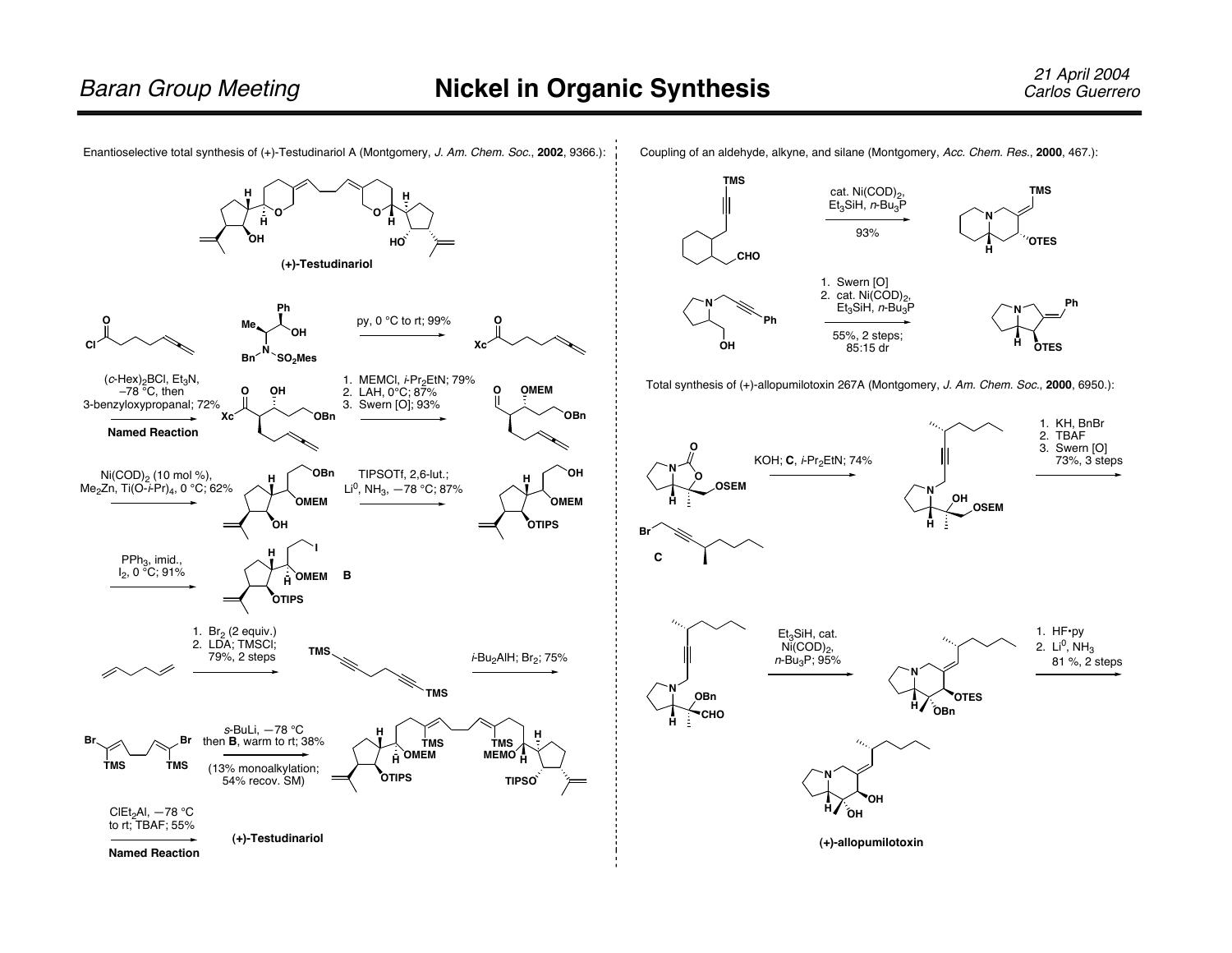Enantioselective total synthesis of (+)-Testudinariol A (Montgomery, *J. Am. Chem. Soc.*, **2002**, 9366.):

**(+)-Testudinariol**

py, 0 °C to rt; 99%

($c$-Hex)$_2$BCl, $Et_3N$, −78 °C, then 3-benzyloxypropanal; 72%

**Named Reaction**

1. MEMCl, $i$-$Pr_2EtN$; 79%
2. LAH, 0°C; 87%
3. Swern [O]; 93%

$Ni(COD)_2$ (10 mol %), $Me_2Zn$, Ti(O-$i$-Pr)$_4$, 0 °C; 62%

TIPSOTf, 2,6-lut.; $Li^0$, $NH_3$, −78 °C; 87%

$PPh_3$, imid., $I_2$, 0 °C; 91%

**B**

1. $Br_2$ (2 equiv.)
2. LDA; TMSCl; 79%, 2 steps

$i$-$Bu_2AlH$; $Br_2$; 75%

$s$-BuLi, −78 °C then **B**, warm to rt; 38%

(13% monoalkylation; 54% recov. SM)

$ClEt_2Al$, −78 °C to rt; TBAF; 55%

**Named Reaction**

**(+)-Testudinariol**

Coupling of an aldehyde, alkyne, and silane (Montgomery, *Acc. Chem. Res.*, **2000**, 467.):

cat. $Ni(COD)_2$, $Et_3SiH$, $n$-$Bu_3P$

93%

1. Swern [O]
2. cat. $Ni(COD)_2$, $Et_3SiH$, $n$-$Bu_3P$

55%, 2 steps; 85:15 dr

Total synthesis of (+)-allopumilotoxin 267A (Montgomery, *J. Am. Chem. Soc.*, **2000**, 6950.):

KOH; **C**, $i$-$Pr_2EtN$; 74%

**C**

1. KH, BnBr
2. TBAF
3. Swern [O]
73%, 3 steps

$Et_3SiH$, cat. $Ni(COD)_2$, $n$-$Bu_3P$; 95%

1. HF•py
2. $Li^0$, $NH_3$
81 %, 2 steps

**(+)-allopumilotoxin**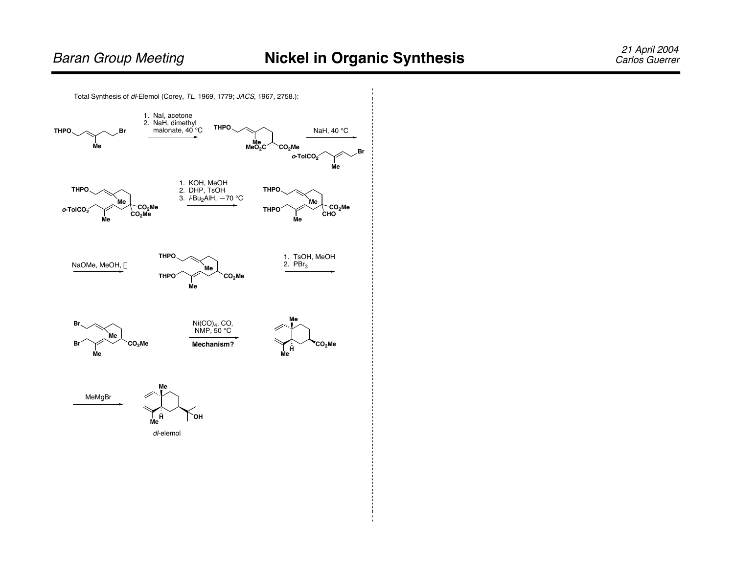Total Synthesis of *dl*-Elemol (Corey, *TL*, 1969, 1779; *JACS*, 1967, 2758.):

THPO–CH2–CH=C(Me)–CH2–CH2–Br

1. NaI, acetone
2. NaH, dimethyl malonate, 40 °C

THPO, Me, $MeO_2C$, $CO_2Me$

NaH, 40 °C

*o*-TolCO$_2$, Me, Br

THPO, Me, *o*-TolCO$_2$, $CO_2Me$, $CO_2Me$, Me

1. KOH, MeOH
2. DHP, TsOH
3. *i*-Bu$_2$AlH, −70 °C

THPO, Me, THPO, $CO_2Me$, CHO, Me

NaOMe, MeOH, Δ

THPO, Me, THPO, $CO_2Me$, Me

1. TsOH, MeOH
2. $PBr_3$

Br, Me, Br, $CO_2Me$, Me

$Ni(CO)_4$, CO, NMP, 50 °C

**Mechanism?**

Me, H, $CO_2Me$, Me

MeMgBr

Me, H, OH, Me

*dl*-elemol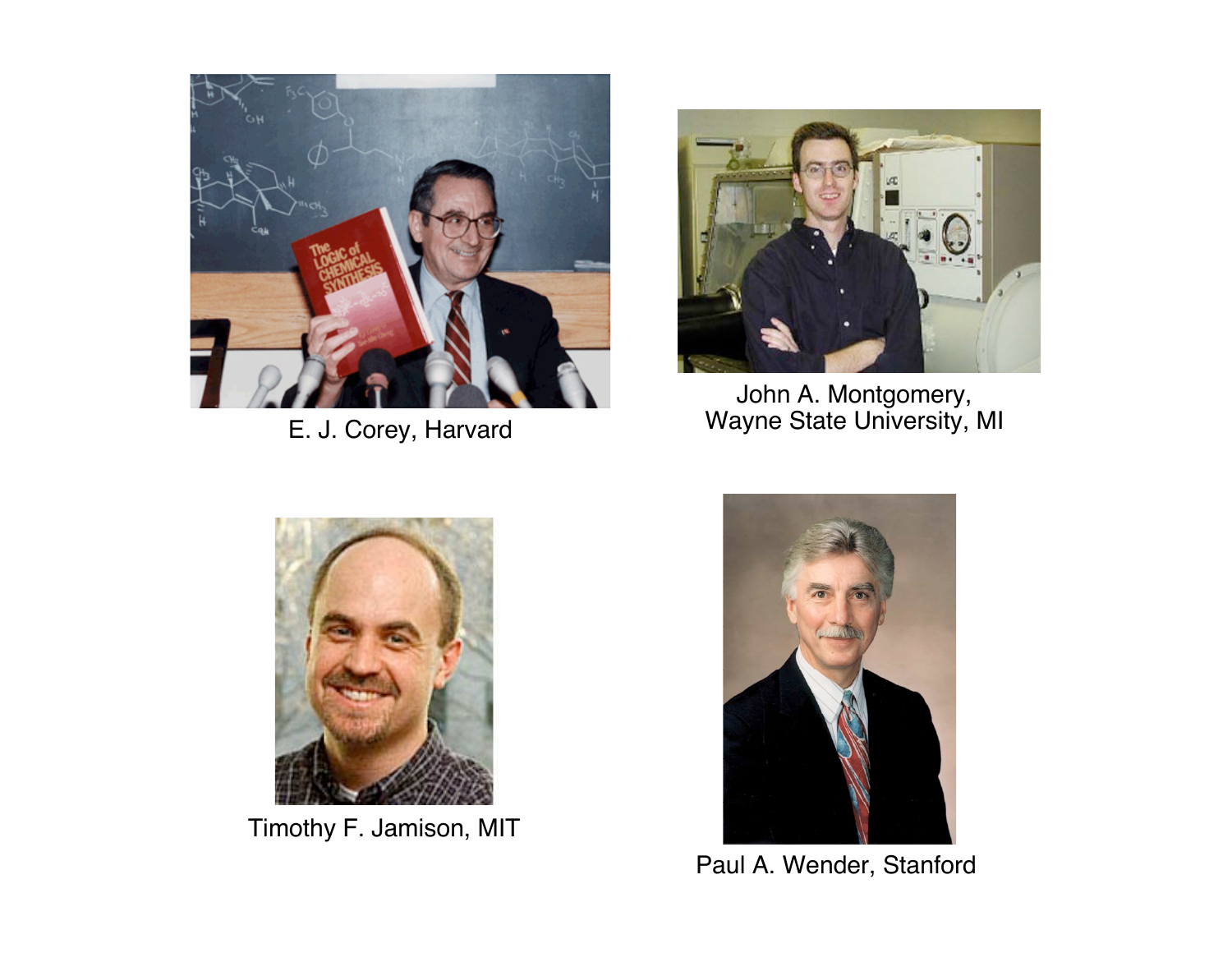E. J. Corey, Harvard

John A. Montgomery,
Wayne State University, MI

Timothy F. Jamison, MIT

Paul A. Wender, Stanford